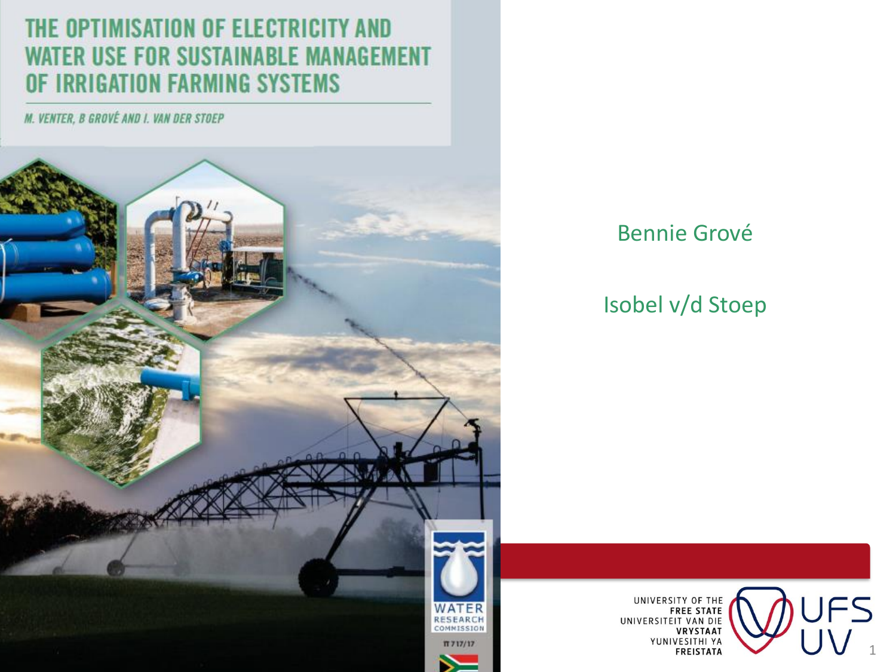# THE OPTIMISATION OF ELECTRICITY AND WATER USE FOR SUSTAINABLE MANAGEMENT OF IRRIGATION FARMING SYSTEMS

*M. VENTER, B GROVÉ AND I. VAN DER STOEP*

WATER RESEARCH COMMISSION

TT 717/17

Bennie Grové

Isobel v/d Stoep

UNIVERSITY OF THE FREE STATE
UNIVERSITEIT VAN DIE VRYSTAAT
YUNIVESITHI YA FREISTATA

UFS UV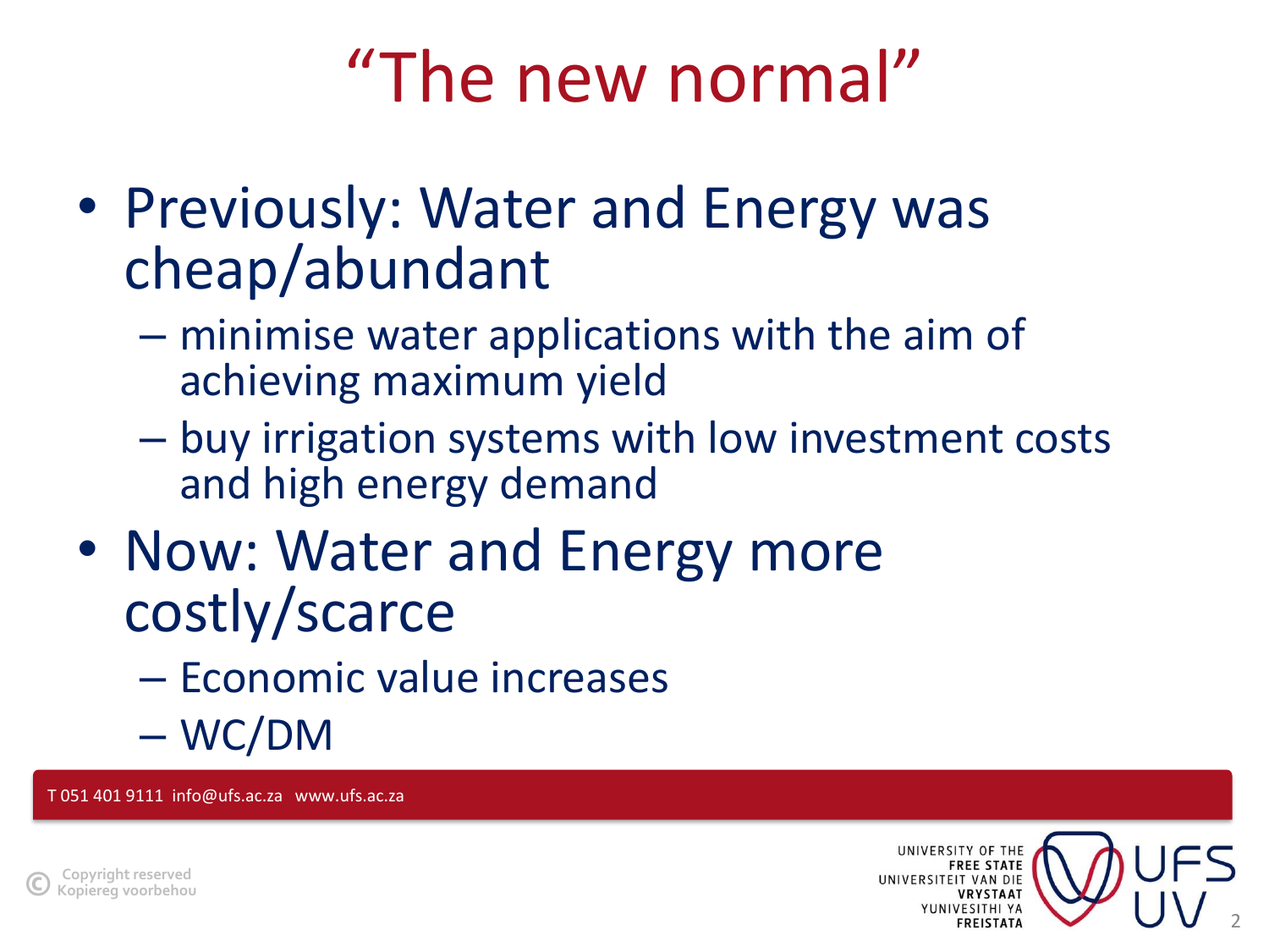# “The new normal”

- Previously: Water and Energy was cheap/abundant
  - minimise water applications with the aim of achieving maximum yield
  - buy irrigation systems with low investment costs and high energy demand
- Now: Water and Energy more costly/scarce
  - Economic value increases
  - WC/DM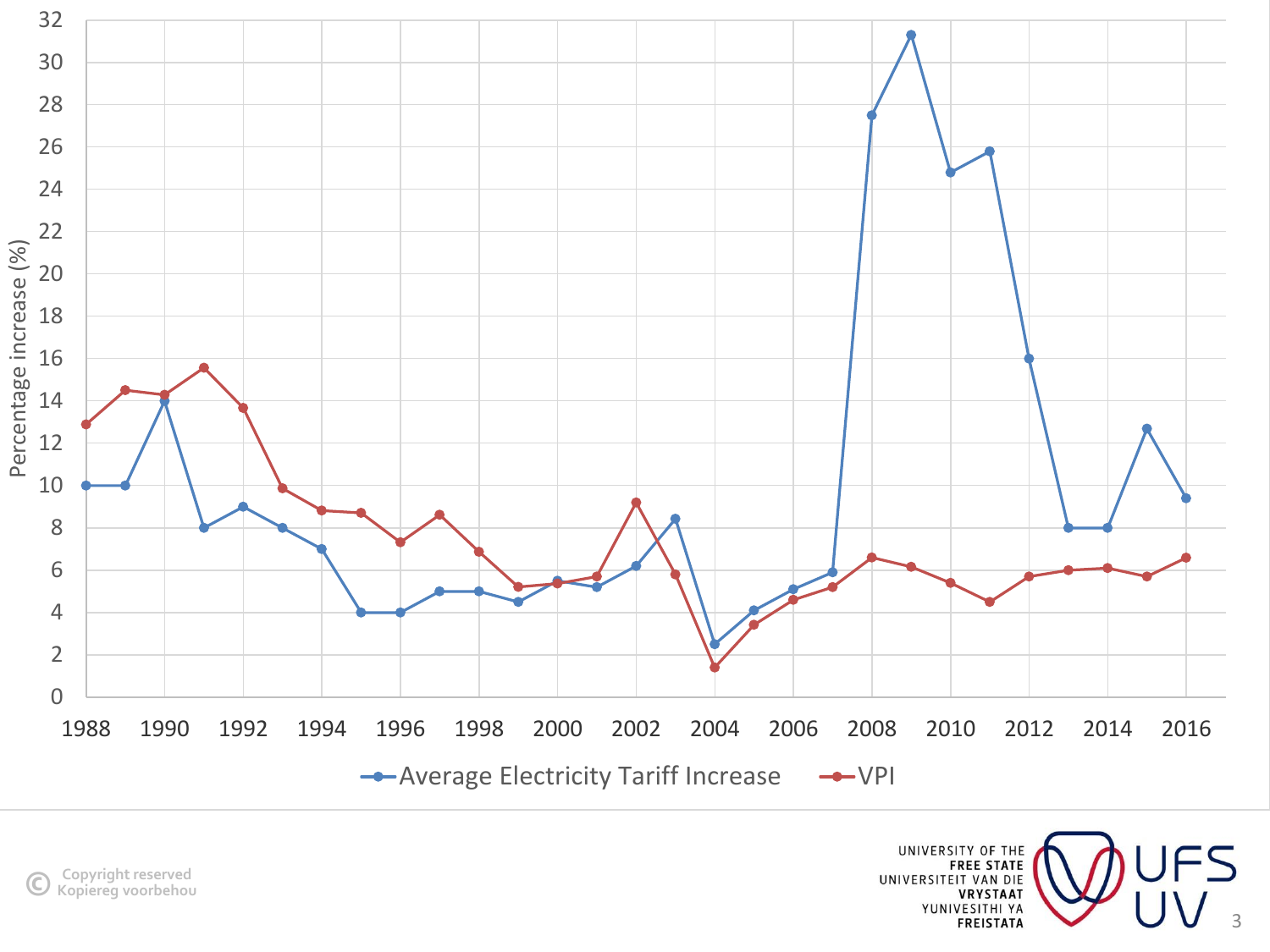Percentage increase (%)

Average Electricity Tariff Increase — VPI

1988 1990 1992 1994 1996 1998 2000 2002 2004 2006 2008 2010 2012 2014 2016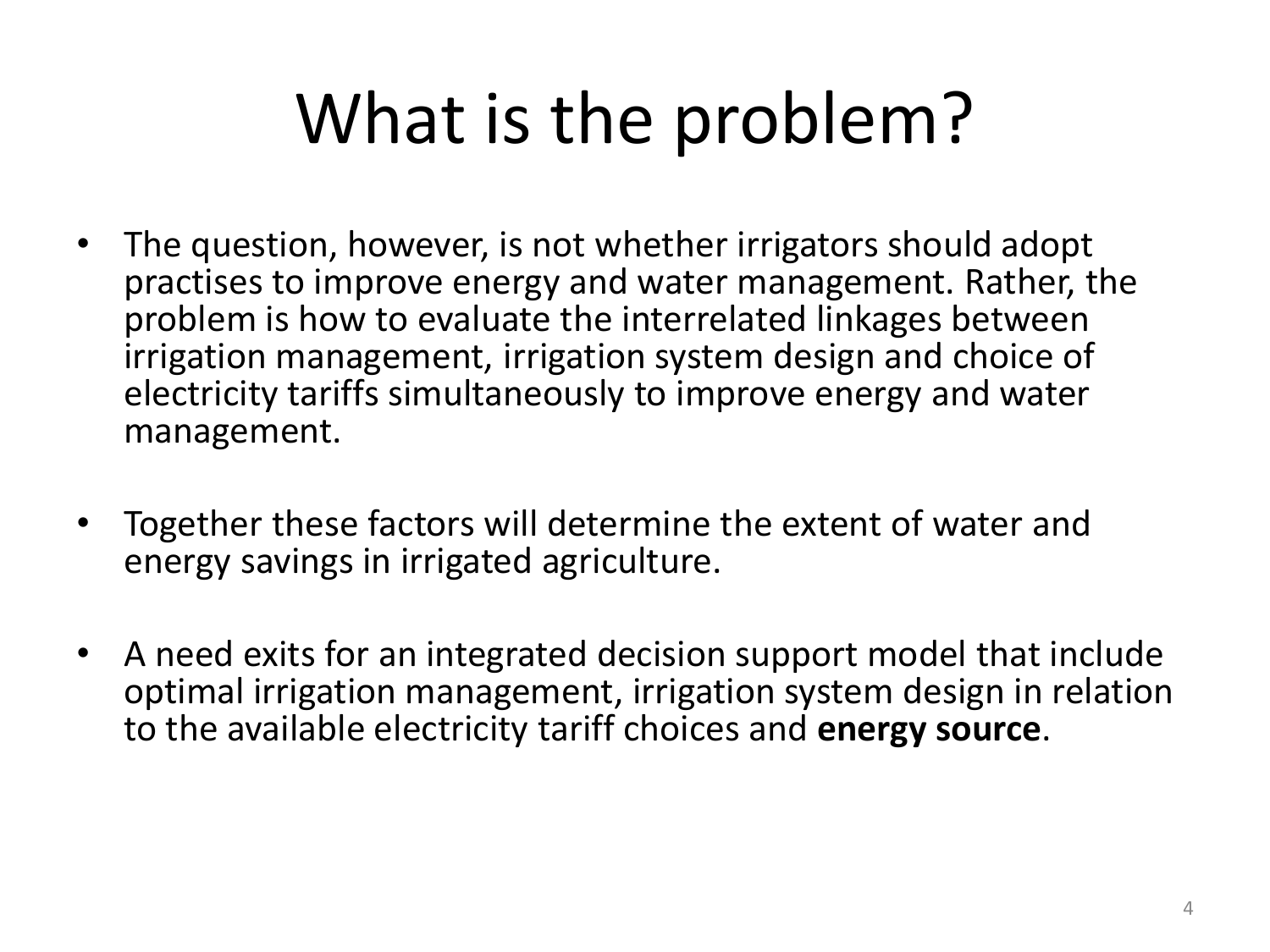# What is the problem?

- The question, however, is not whether irrigators should adopt practises to improve energy and water management. Rather, the problem is how to evaluate the interrelated linkages between irrigation management, irrigation system design and choice of electricity tariffs simultaneously to improve energy and water management.

- Together these factors will determine the extent of water and energy savings in irrigated agriculture.

- A need exits for an integrated decision support model that include optimal irrigation management, irrigation system design in relation to the available electricity tariff choices and **energy source**.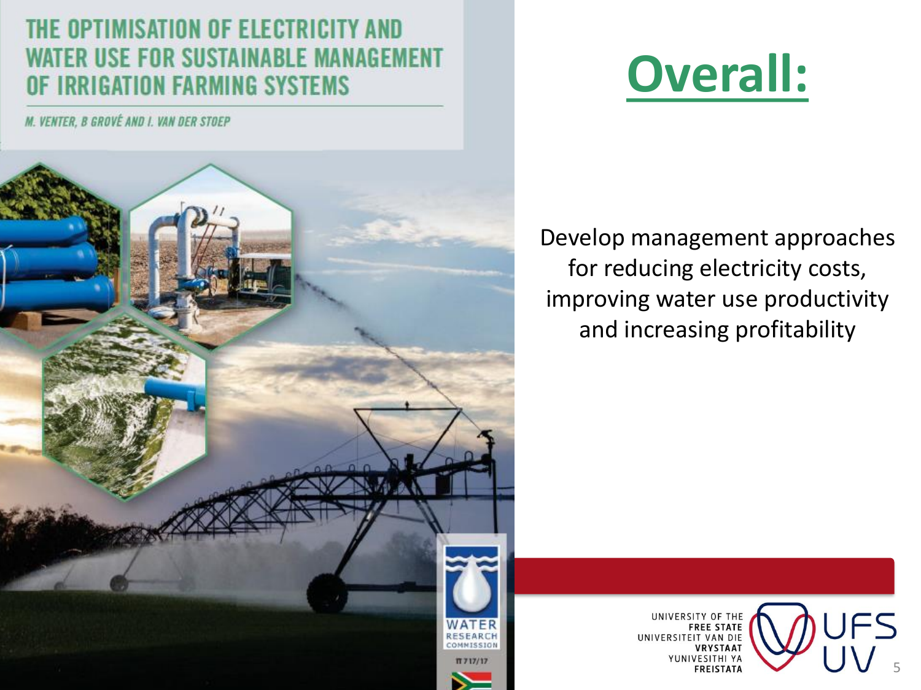THE OPTIMISATION OF ELECTRICITY AND WATER USE FOR SUSTAINABLE MANAGEMENT OF IRRIGATION FARMING SYSTEMS

*M. VENTER, B GROVÉ AND I. VAN DER STOEP*

WATER RESEARCH COMMISSION

TT 717/17

# Overall:

Develop management approaches for reducing electricity costs, improving water use productivity and increasing profitability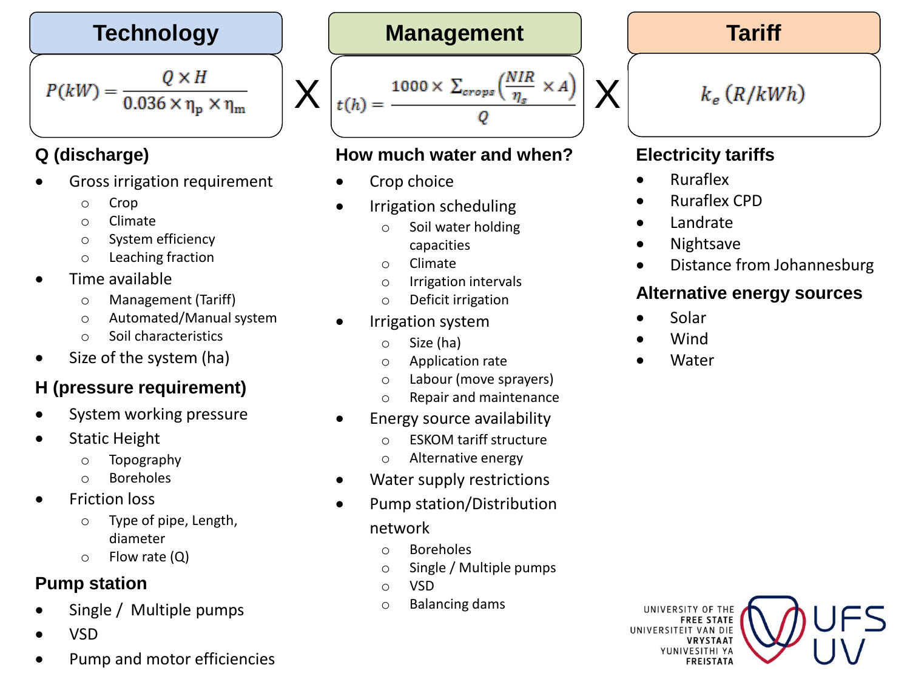## Technology

$$P(kW) = \frac{Q \times H}{0.036 \times \eta_p \times \eta_m}$$

X

## Management

$$t(h) = \frac{1000 \times \Sigma_{crops}\left(\frac{NIR}{\eta_s} \times A\right)}{Q}$$

X

## Tariff

$$k_e\ (R/kWh)$$

### Q (discharge)

- Gross irrigation requirement
  - Crop
  - Climate
  - System efficiency
  - Leaching fraction
- Time available
  - Management (Tariff)
  - Automated/Manual system
  - Soil characteristics
- Size of the system (ha)

### H (pressure requirement)

- System working pressure
- Static Height
  - Topography
  - Boreholes
- Friction loss
  - Type of pipe, Length, diameter
  - Flow rate (Q)

### Pump station

- Single / Multiple pumps
- VSD
- Pump and motor efficiencies

### How much water and when?

- Crop choice
- Irrigation scheduling
  - Soil water holding capacities
  - Climate
  - Irrigation intervals
  - Deficit irrigation
- Irrigation system
  - Size (ha)
  - Application rate
  - Labour (move sprayers)
  - Repair and maintenance
- Energy source availability
  - ESKOM tariff structure
  - Alternative energy
- Water supply restrictions
- Pump station/Distribution network
  - Boreholes
  - Single / Multiple pumps
  - VSD
  - Balancing dams

### Electricity tariffs

- Ruraflex
- Ruraflex CPD
- Landrate
- Nightsave
- Distance from Johannesburg

### Alternative energy sources

- Solar
- Wind
- Water

UNIVERSITY OF THE FREE STATE
UNIVERSITEIT VAN DIE VRYSTAAT
YUNIVESITHI YA FREISTATA
UFS UV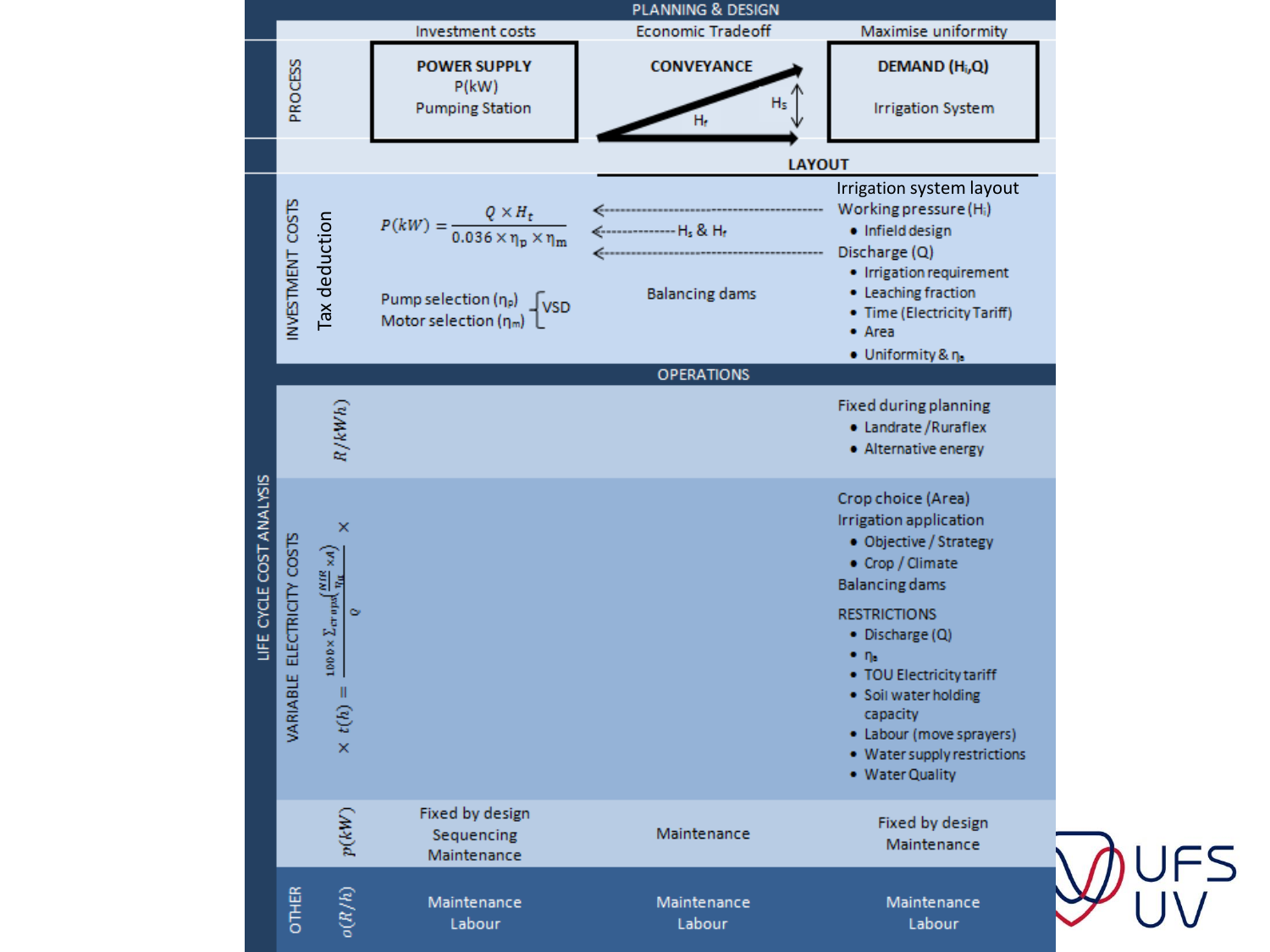## PLANNING & DESIGN

| | Investment costs | Economic Tradeoff | Maximise uniformity |
|---|---|---|---|
| **PROCESS** | **POWER SUPPLY** P(kW) Pumping Station | **CONVEYANCE** $H_f$, $H_s$ | **DEMAND ($H_i$,Q)** Irrigation System |
| | | **LAYOUT** | |

## LIFE CYCLE COST ANALYSIS

### INVESTMENT COSTS — Tax deduction

$$P(kW) = \frac{Q \times H_t}{0.036 \times \eta_p \times \eta_m}$$

Pump selection ($\eta_p$)
Motor selection ($\eta_m$) } VSD

← $H_s$ & $H_f$

Balancing dams

Irrigation system layout

Working pressure ($H_i$)
- Infield design

Discharge (Q)
- Irrigation requirement
- Leaching fraction
- Time (Electricity Tariff)
- Area
- Uniformity & $\eta_a$

### OPERATIONS

**$R/kWh$**

Fixed during planning
- Landrate / Ruraflex
- Alternative energy

**VARIABLE ELECTRICITY COSTS**

$$\times\ t(h) = \frac{1000 \times \sum_{crops}\left(\frac{NIR}{\eta_a} \times A\right)}{Q} \times$$

Crop choice (Area)

Irrigation application
- Objective / Strategy
- Crop / Climate

Balancing dams

RESTRICTIONS
- Discharge (Q)
- $\eta_a$
- TOU Electricity tariff
- Soil water holding capacity
- Labour (move sprayers)
- Water supply restrictions
- Water Quality

**$p(kW)$**

| Power supply | Conveyance | Demand |
|---|---|---|
| Fixed by design, Sequencing, Maintenance | Maintenance | Fixed by design, Maintenance |

**OTHER — $o(R/h)$**

| Power supply | Conveyance | Demand |
|---|---|---|
| Maintenance, Labour | Maintenance, Labour | Maintenance, Labour |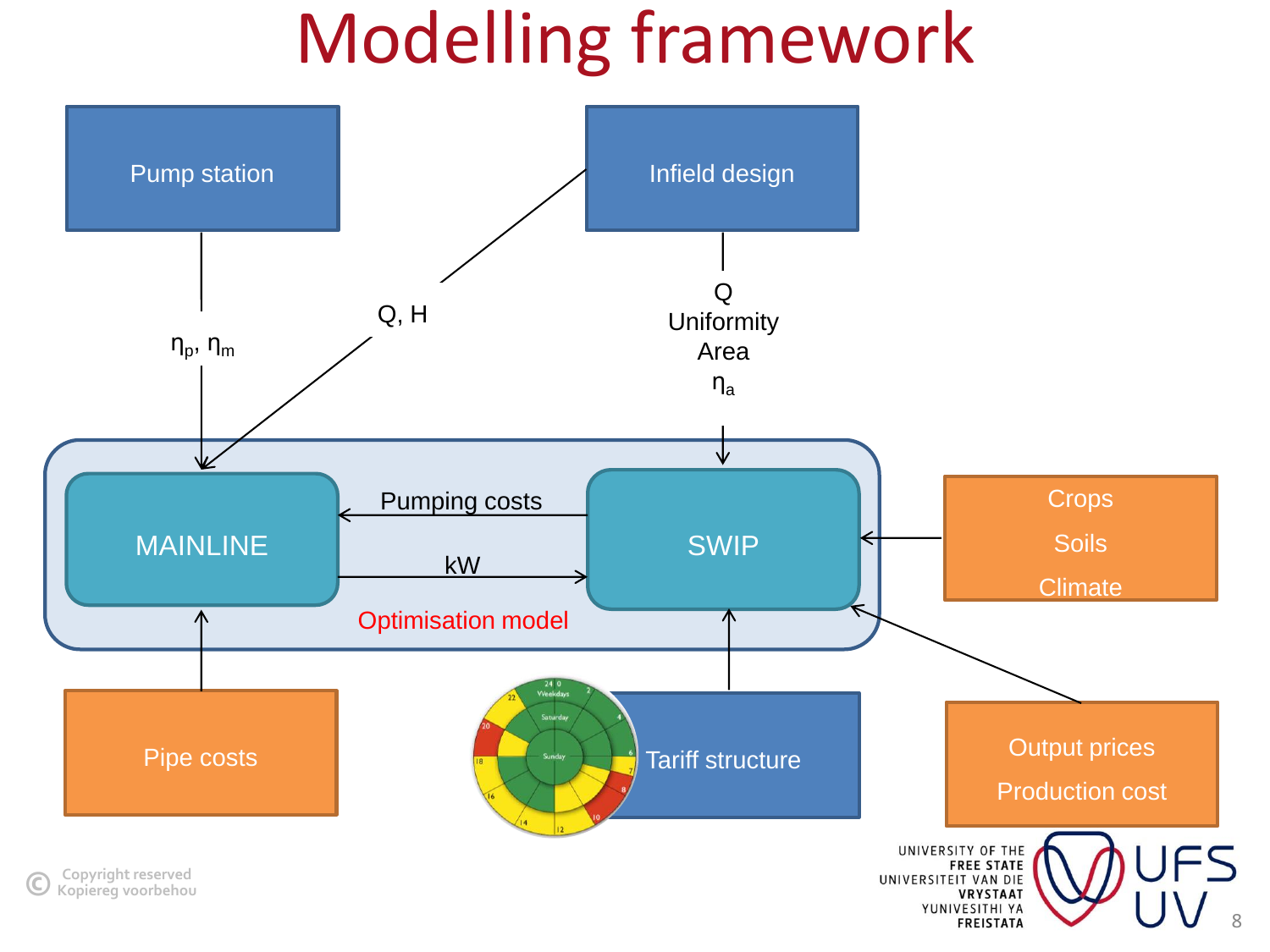# Modelling framework

Pump station

Infield design

$\eta_p$, $\eta_m$

Q, H

Q
Uniformity
Area
$\eta_a$

MAINLINE

Pumping costs

kW

SWIP

Optimisation model

Crops
Soils
Climate

Pipe costs

Tariff structure

Output prices
Production cost

© Copyright reserved
Kopiereg voorbehou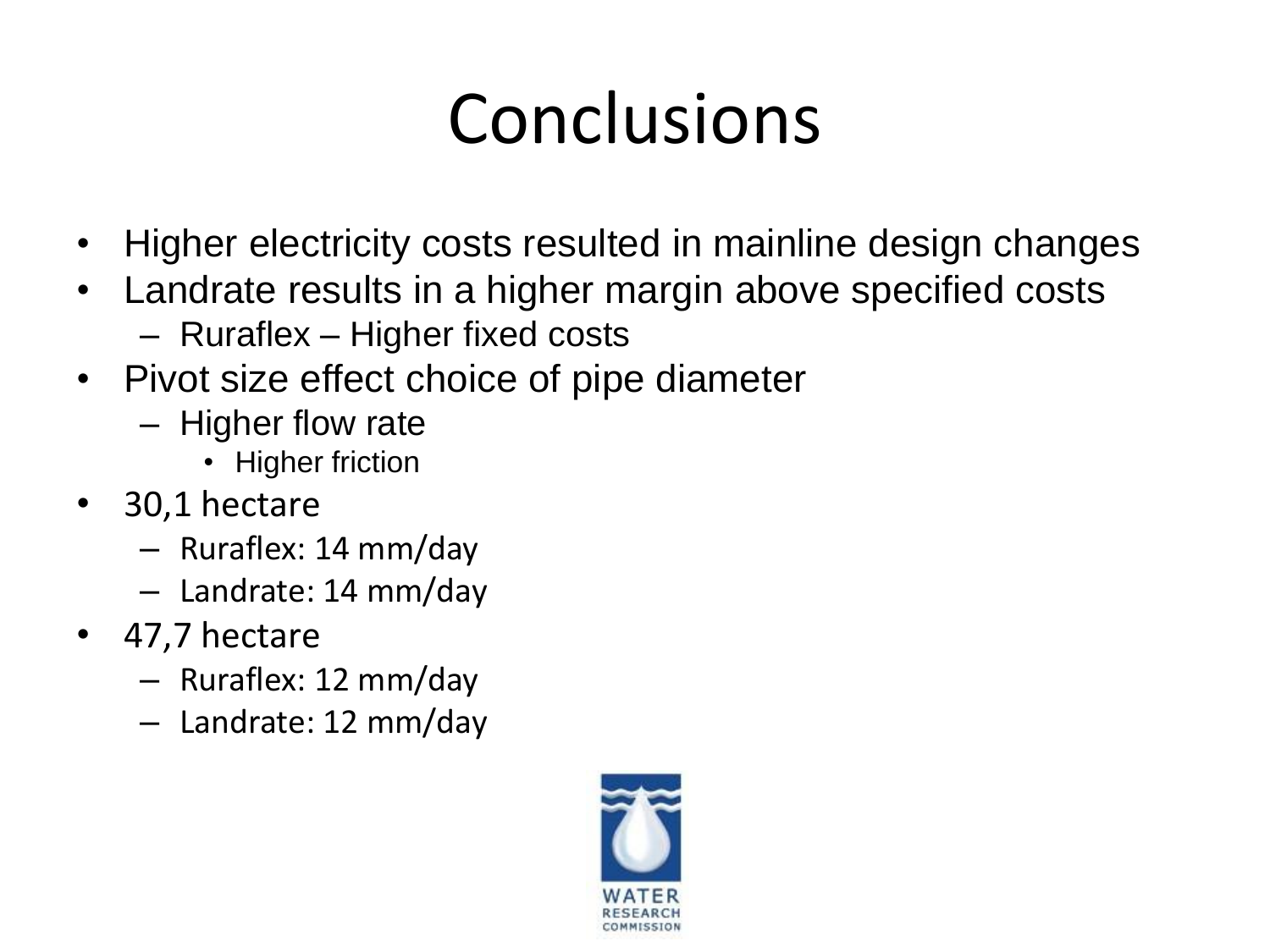# Conclusions

- Higher electricity costs resulted in mainline design changes
- Landrate results in a higher margin above specified costs
  - Ruraflex – Higher fixed costs
- Pivot size effect choice of pipe diameter
  - Higher flow rate
    - Higher friction
- 30,1 hectare
  - Ruraflex: 14 mm/day
  - Landrate: 14 mm/day
- 47,7 hectare
  - Ruraflex: 12 mm/day
  - Landrate: 12 mm/day

WATER RESEARCH COMMISSION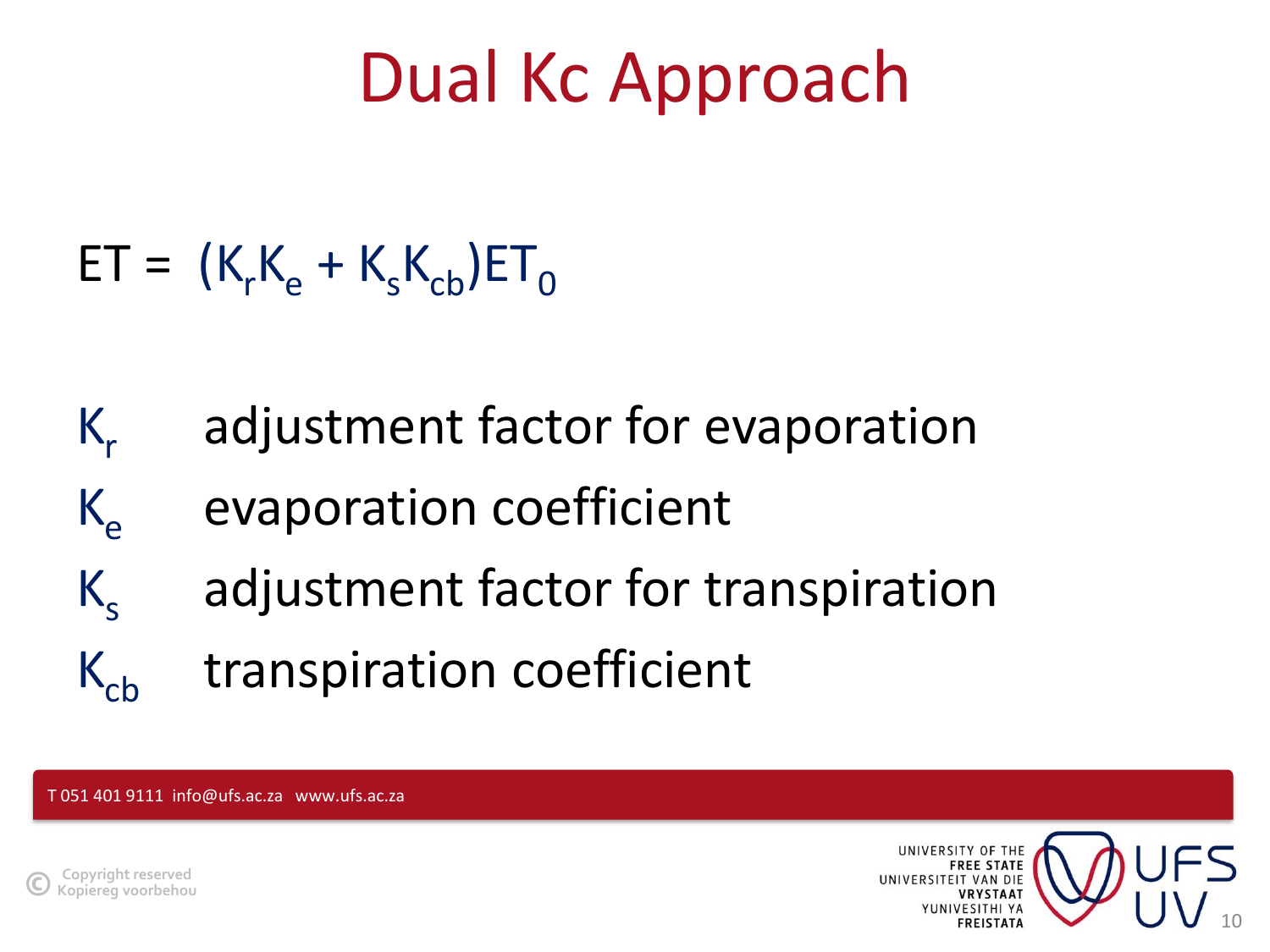# Dual Kc Approach

$$ET = (K_r K_e + K_s K_{cb})ET_0$$

| | |
|---|---|
| $K_r$ | adjustment factor for evaporation |
| $K_e$ | evaporation coefficient |
| $K_s$ | adjustment factor for transpiration |
| $K_{cb}$ | transpiration coefficient |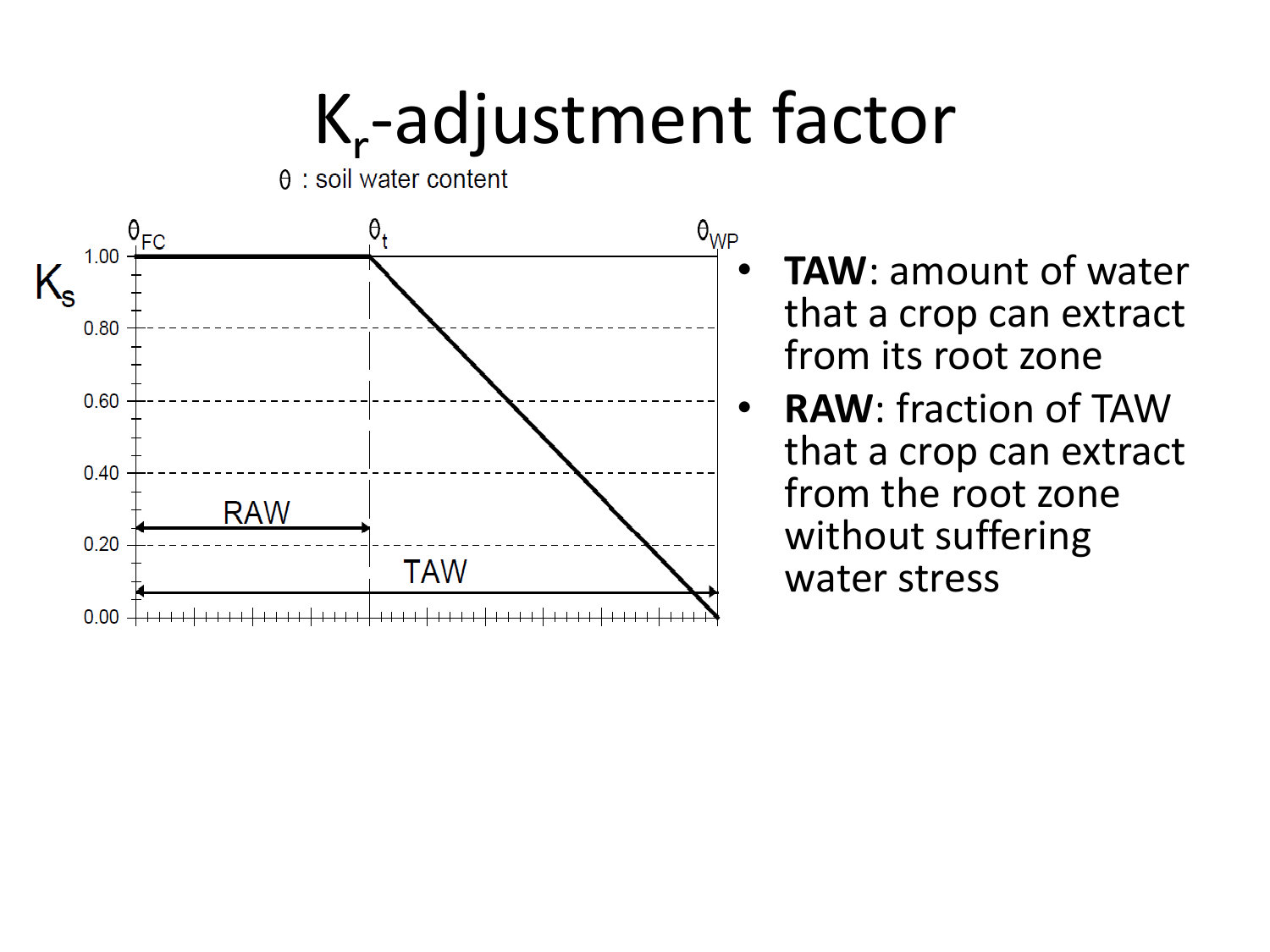# $K_r$-adjustment factor

$\theta$ : soil water content

| $K_s$ | $\theta_{FC}$ | $\theta_t$ | $\theta_{WP}$ |
|---|---|---|---|
| 1.00 | 1.00 | 1.00 | |
| 0.00 | | | 0.00 |

RAW: $\theta_{FC}$ to $\theta_t$

TAW: $\theta_{FC}$ to $\theta_{WP}$

- **TAW**: amount of water that a crop can extract from its root zone
- **RAW**: fraction of TAW that a crop can extract from the root zone without suffering water stress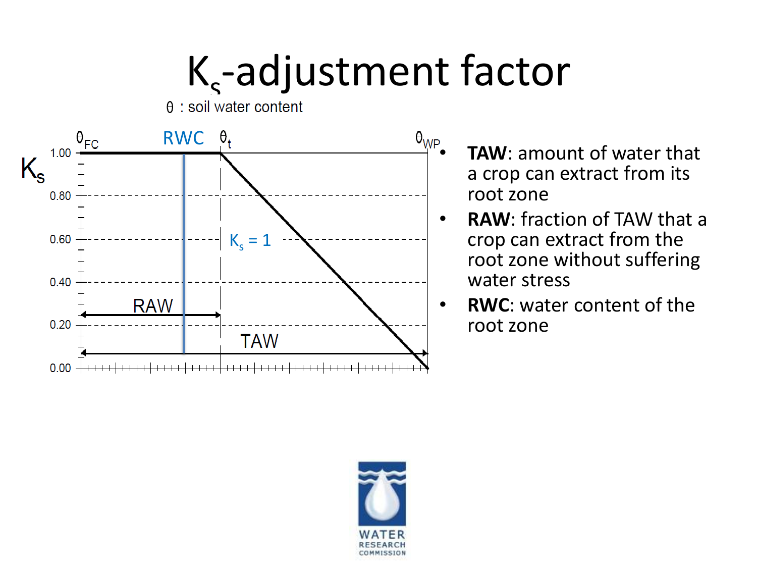# $K_s$-adjustment factor

$\theta$ : soil water content

$\theta_{FC}$ RWC $\theta_t$ $\theta_{WP}$

$K_s$

1.00

0.80

0.60

0.40

0.20

0.00

$K_s = 1$

RAW

TAW

- **TAW**: amount of water that a crop can extract from its root zone
- **RAW**: fraction of TAW that a crop can extract from the root zone without suffering water stress
- **RWC**: water content of the root zone

WATER RESEARCH COMMISSION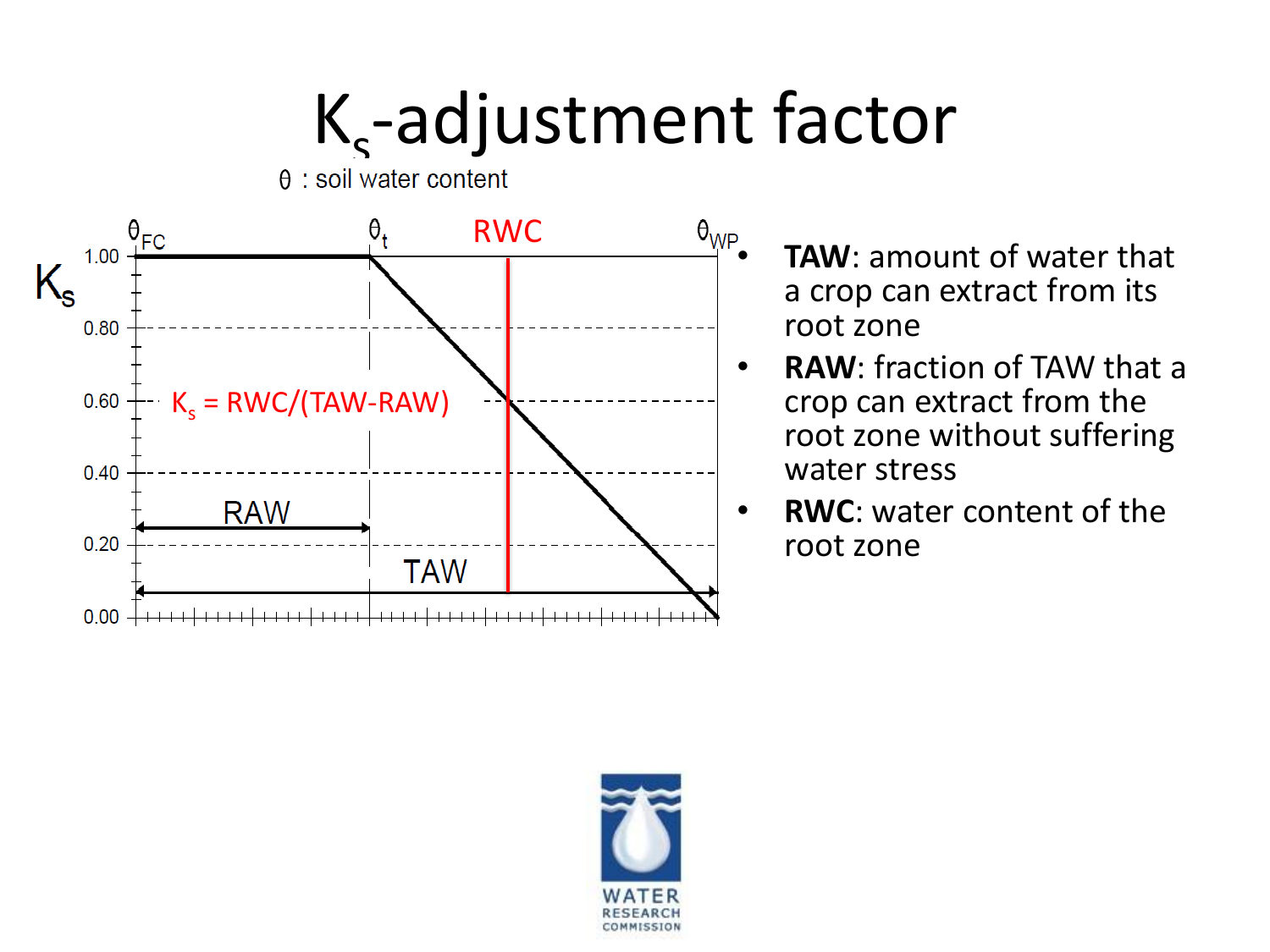# $K_s$-adjustment factor

$\theta$ : soil water content

$\theta_{FC}$ &nbsp;&nbsp; $\theta_t$ &nbsp;&nbsp; RWC &nbsp;&nbsp; $\theta_{WP}$

$K_s$

1.00

0.80

0.60 &nbsp;&nbsp; $K_s$ = RWC/(TAW-RAW)

0.40

0.20 &nbsp;&nbsp; RAW

TAW

0.00

- **TAW**: amount of water that a crop can extract from its root zone
- **RAW**: fraction of TAW that a crop can extract from the root zone without suffering water stress
- **RWC**: water content of the root zone

WATER RESEARCH COMMISSION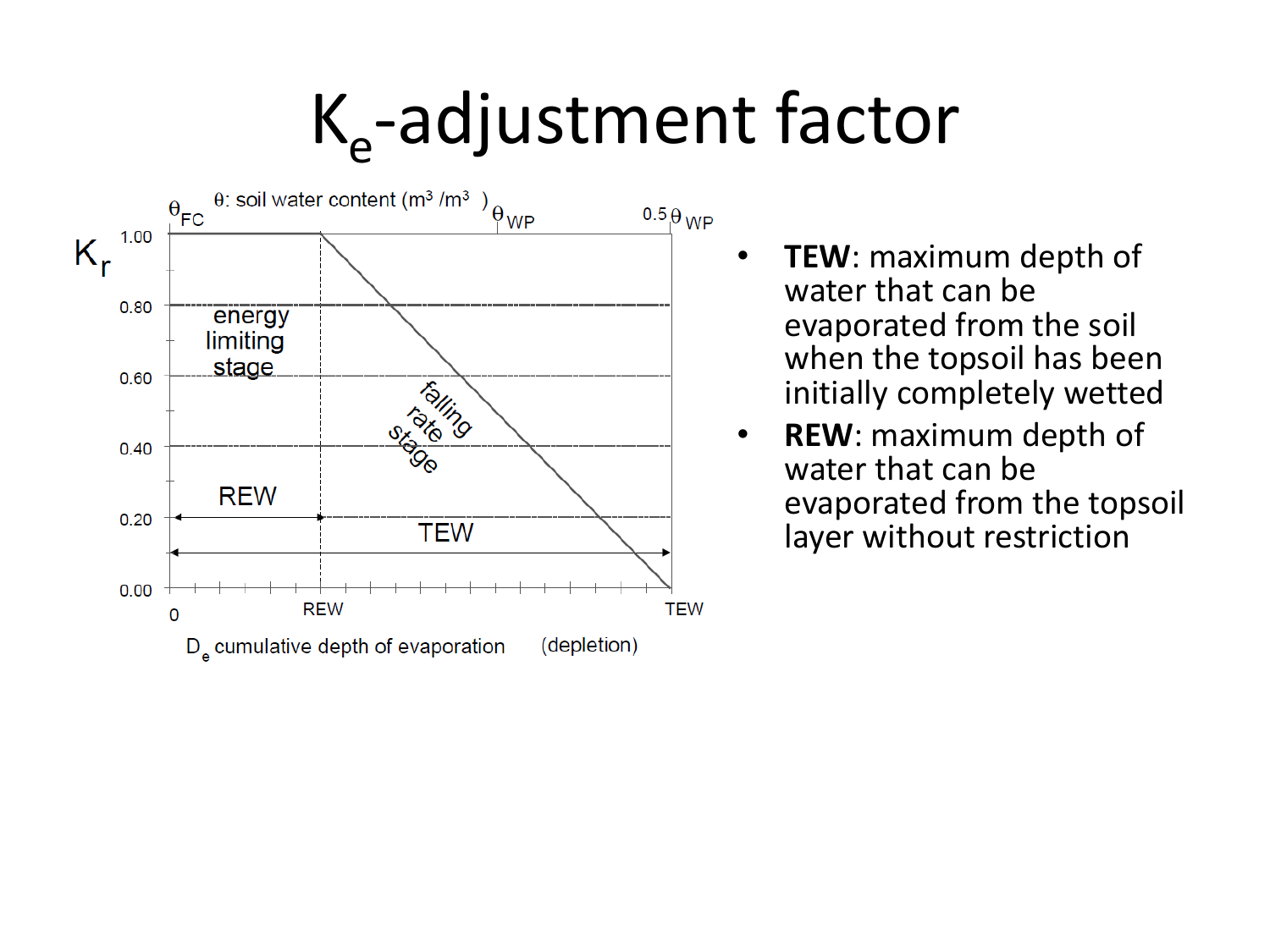# $K_e$-adjustment factor

- **TEW**: maximum depth of water that can be evaporated from the soil when the topsoil has been initially completely wetted
- **REW**: maximum depth of water that can be evaporated from the topsoil layer without restriction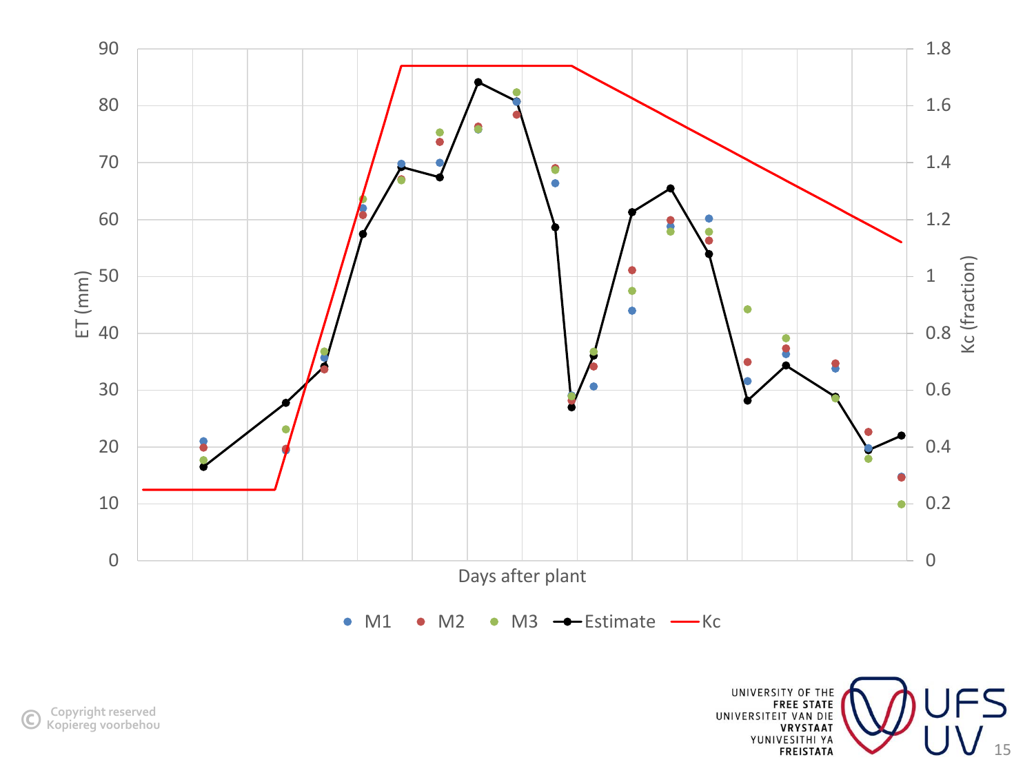ET (mm)

Kc (fraction)

Days after plant

M1 · M2 · M3 · Estimate · Kc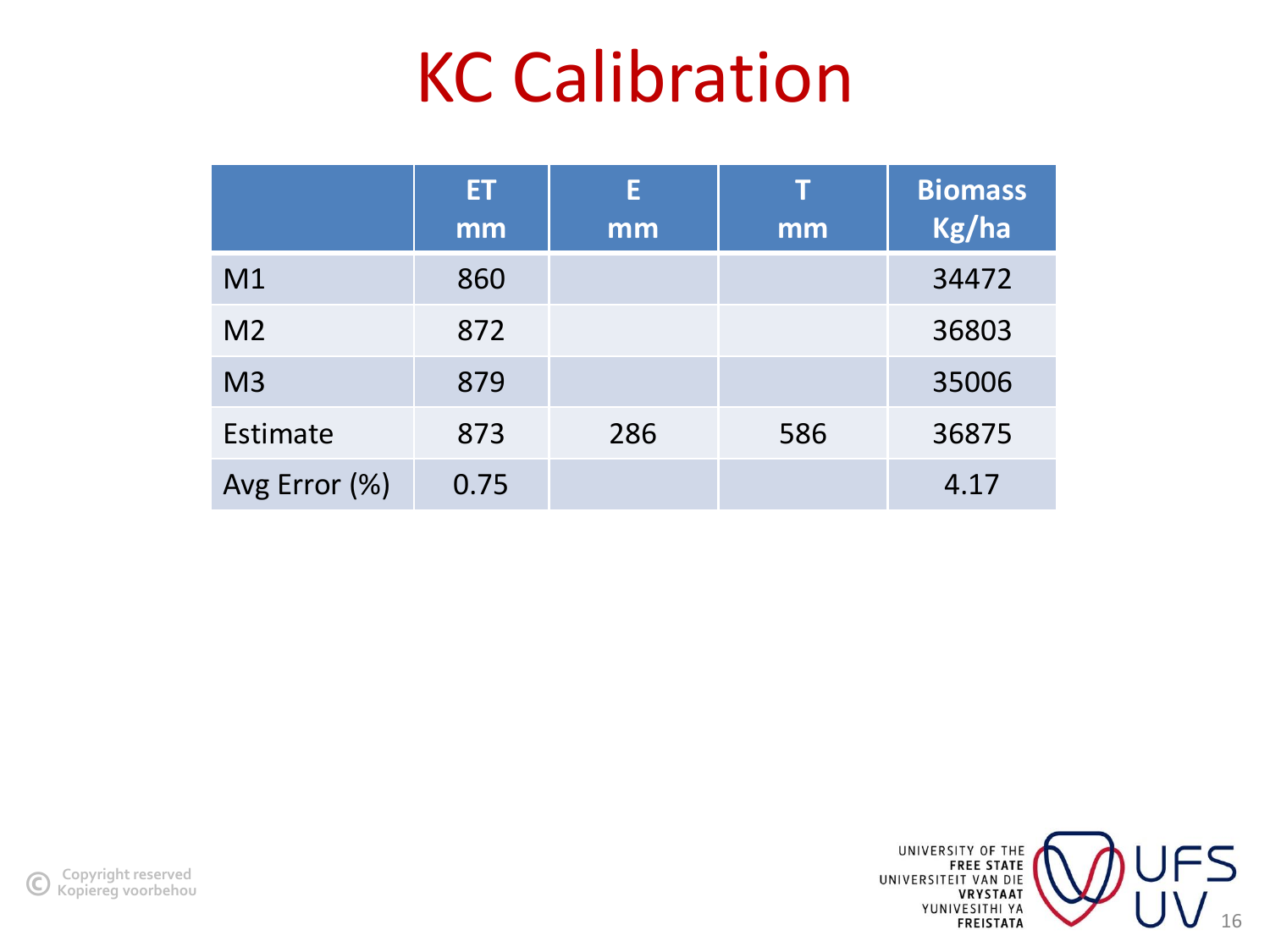# KC Calibration

| | ET mm | E mm | T mm | Biomass Kg/ha |
|---|---|---|---|---|
| M1 | 860 | | | 34472 |
| M2 | 872 | | | 36803 |
| M3 | 879 | | | 35006 |
| Estimate | 873 | 286 | 586 | 36875 |
| Avg Error (%) | 0.75 | | | 4.17 |

© Copyright reserved
Kopiereg voorbehou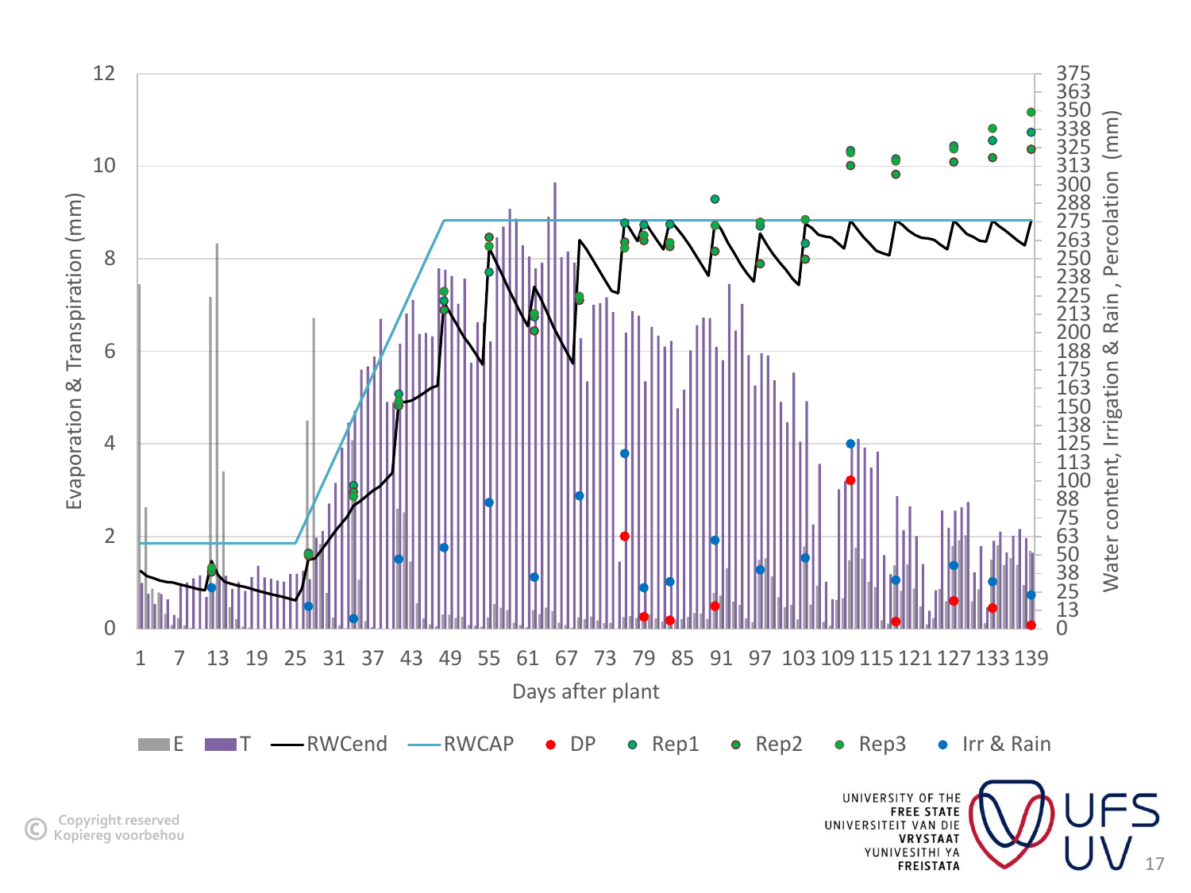Evaporation & Transpiration (mm)

Water content, Irrigation & Rain , Percolation (mm)

Days after plant

E | T | RWCend | RWCAP | DP | Rep1 | Rep2 | Rep3 | Irr & Rain

UNIVERSITY OF THE FREE STATE
UNIVERSITEIT VAN DIE VRYSTAAT
YUNIVESITHI YA FREISTATA

UFS UV

© Copyright reserved
Kopiereg voorbehou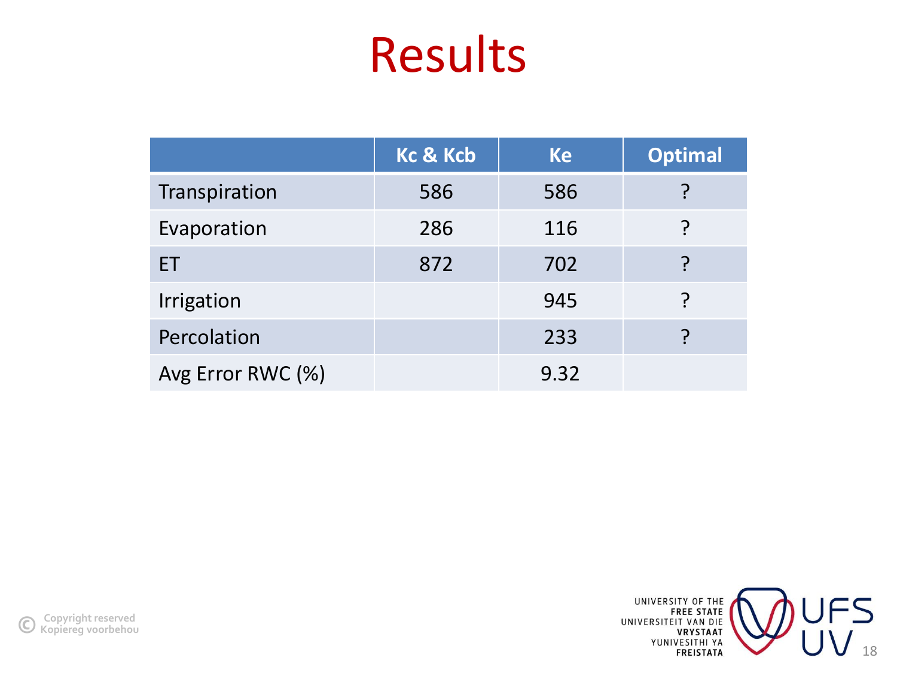# Results

| | Kc & Kcb | Ke | Optimal |
|---|---|---|---|
| Transpiration | 586 | 586 | ? |
| Evaporation | 286 | 116 | ? |
| ET | 872 | 702 | ? |
| Irrigation | | 945 | ? |
| Percolation | | 233 | ? |
| Avg Error RWC (%) | | 9.32 | |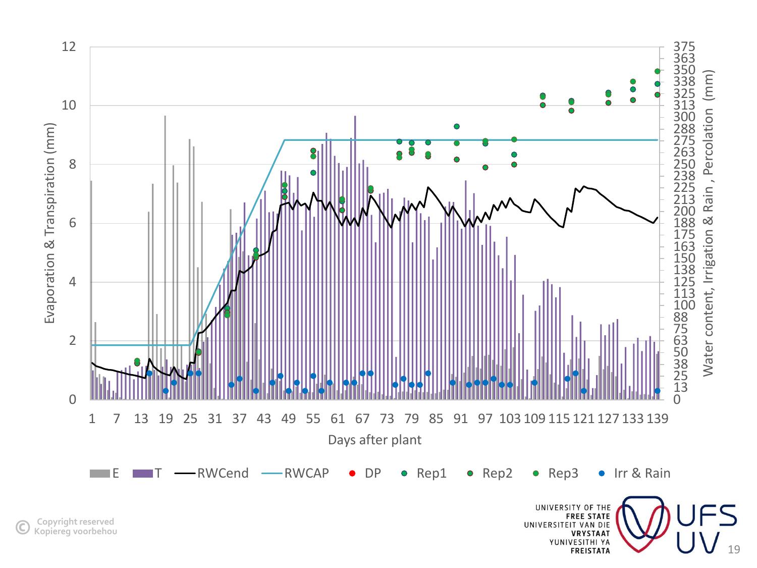Evaporation & Transpiration (mm)

Water content, Irrigation & Rain , Percolation (mm)

Days after plant

E | T | RWCend | RWCAP | DP | Rep1 | Rep2 | Rep3 | Irr & Rain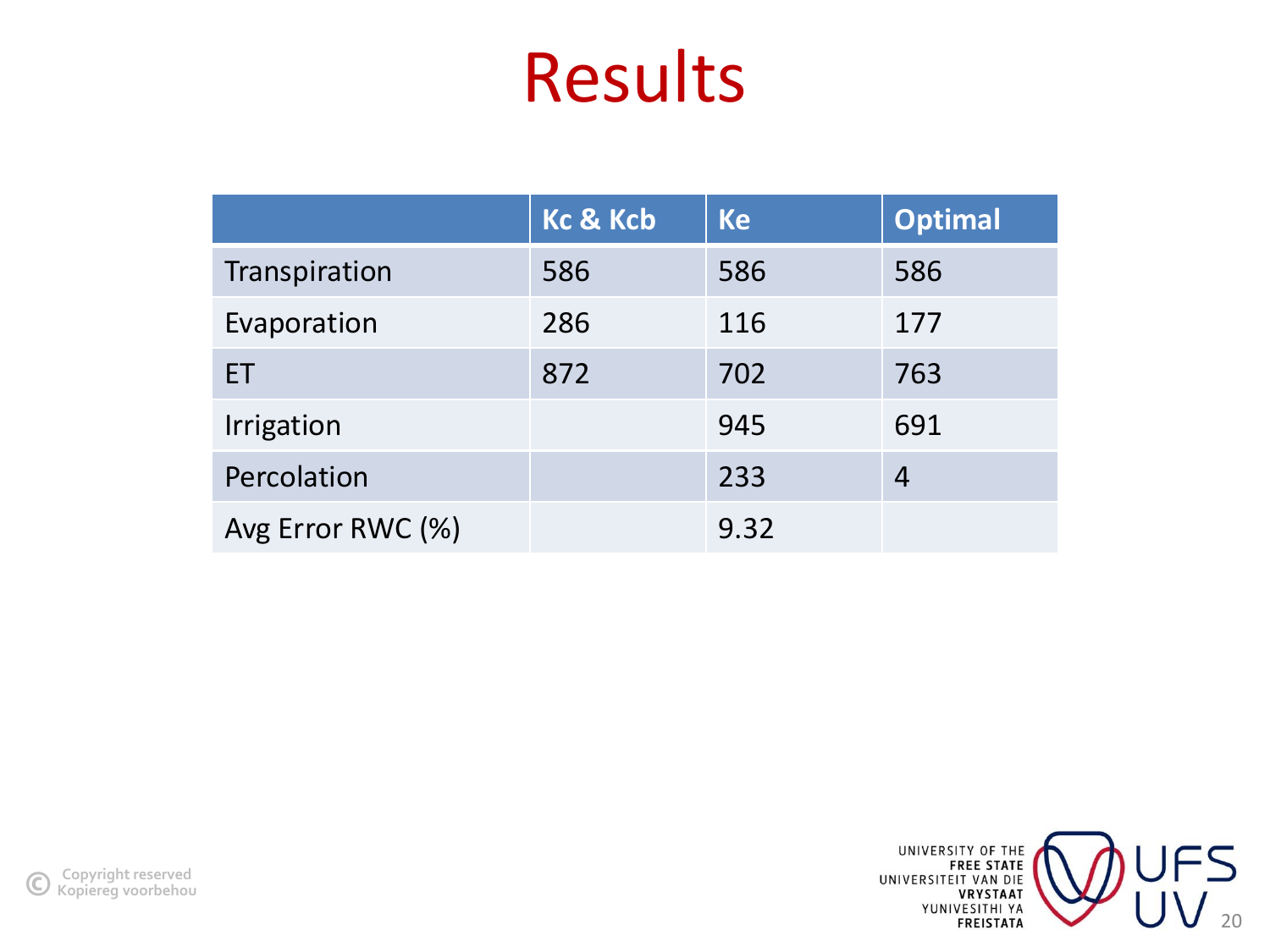# Results

| | Kc & Kcb | Ke | Optimal |
|---|---|---|---|
| Transpiration | 586 | 586 | 586 |
| Evaporation | 286 | 116 | 177 |
| ET | 872 | 702 | 763 |
| Irrigation | | 945 | 691 |
| Percolation | | 233 | 4 |
| Avg Error RWC (%) | | 9.32 | |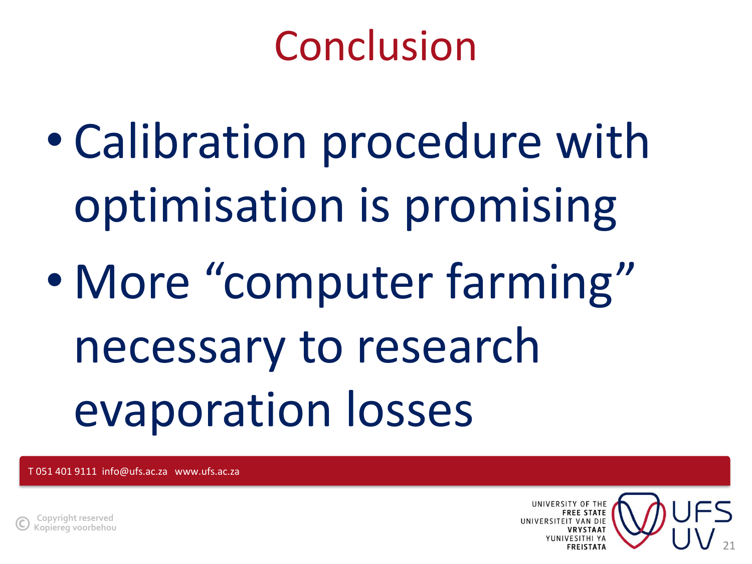# Conclusion

- Calibration procedure with optimisation is promising
- More “computer farming” necessary to research evaporation losses